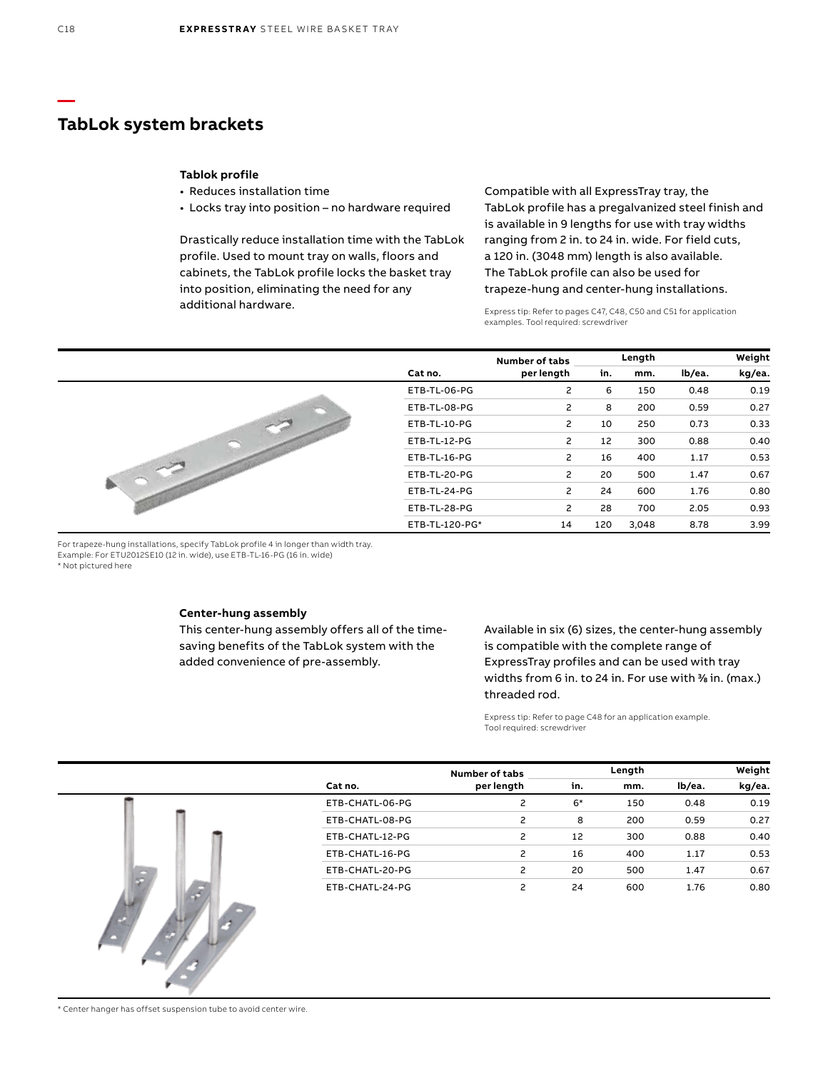## TabLok system brackets

### Tablok profile

- Reduces installation time
- Locks tray into position – no hardware required

Drastically reduce installation time with the TabLok profile. Used to mount tray on walls, floors and cabinets, the TabLok profile locks the basket tray into position, eliminating the need for any additional hardware.

Compatible with all ExpressTray tray, the TabLok profile has a pregalvanized steel finish and is available in 9 lengths for use with tray widths ranging from 2 in. to 24 in. wide. For field cuts, a 120 in. (3048 mm) length is also available. The TabLok profile can also be used for trapeze-hung and center-hung installations.

Express tip: Refer to pages C47, C48, C50 and C51 for application examples. Tool required: screwdriver

| Cat no. | Number of tabs per length | Length in. | Length mm. | Weight lb/ea. | Weight kg/ea. |
|---|---|---|---|---|---|
| ETB-TL-06-PG | 2 | 6 | 150 | 0.48 | 0.19 |
| ETB-TL-08-PG | 2 | 8 | 200 | 0.59 | 0.27 |
| ETB-TL-10-PG | 2 | 10 | 250 | 0.73 | 0.33 |
| ETB-TL-12-PG | 2 | 12 | 300 | 0.88 | 0.40 |
| ETB-TL-16-PG | 2 | 16 | 400 | 1.17 | 0.53 |
| ETB-TL-20-PG | 2 | 20 | 500 | 1.47 | 0.67 |
| ETB-TL-24-PG | 2 | 24 | 600 | 1.76 | 0.80 |
| ETB-TL-28-PG | 2 | 28 | 700 | 2.05 | 0.93 |
| ETB-TL-120-PG* | 14 | 120 | 3,048 | 8.78 | 3.99 |

For trapeze-hung installations, specify TabLok profile 4 in longer than width tray.
Example: For ETU2012SE10 (12 in. wide), use ETB-TL-16-PG (16 in. wide)
* Not pictured here

### Center-hung assembly

This center-hung assembly offers all of the time-saving benefits of the TabLok system with the added convenience of pre-assembly.

Available in six (6) sizes, the center-hung assembly is compatible with the complete range of ExpressTray profiles and can be used with tray widths from 6 in. to 24 in. For use with ⅜ in. (max.) threaded rod.

Express tip: Refer to page C48 for an application example. Tool required: screwdriver

| Cat no. | Number of tabs per length | Length in. | Length mm. | Weight lb/ea. | Weight kg/ea. |
|---|---|---|---|---|---|
| ETB-CHATL-06-PG | 2 | 6* | 150 | 0.48 | 0.19 |
| ETB-CHATL-08-PG | 2 | 8 | 200 | 0.59 | 0.27 |
| ETB-CHATL-12-PG | 2 | 12 | 300 | 0.88 | 0.40 |
| ETB-CHATL-16-PG | 2 | 16 | 400 | 1.17 | 0.53 |
| ETB-CHATL-20-PG | 2 | 20 | 500 | 1.47 | 0.67 |
| ETB-CHATL-24-PG | 2 | 24 | 600 | 1.76 | 0.80 |

* Center hanger has offset suspension tube to avoid center wire.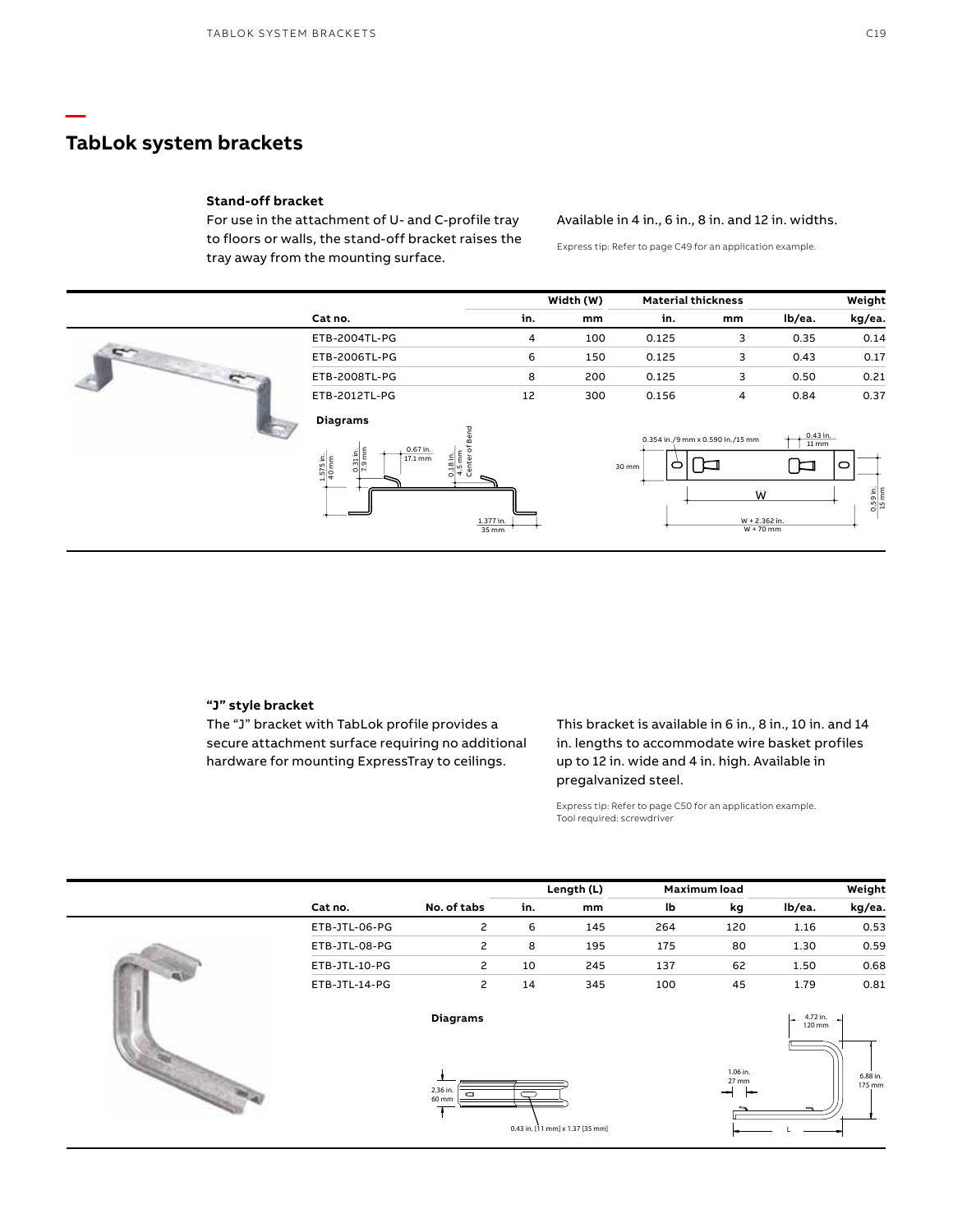# TabLok system brackets

### Stand-off bracket

For use in the attachment of U- and C-profile tray to floors or walls, the stand-off bracket raises the tray away from the mounting surface.

Available in 4 in., 6 in., 8 in. and 12 in. widths.

Express tip: Refer to page C49 for an application example.

| | Width (W) | | Material thickness | | Weight | |
|---|---|---|---|---|---|---|
| Cat no. | in. | mm | in. | mm | lb/ea. | kg/ea. |
| ETB-2004TL-PG | 4 | 100 | 0.125 | 3 | 0.35 | 0.14 |
| ETB-2006TL-PG | 6 | 150 | 0.125 | 3 | 0.43 | 0.17 |
| ETB-2008TL-PG | 8 | 200 | 0.125 | 3 | 0.50 | 0.21 |
| ETB-2012TL-PG | 12 | 300 | 0.156 | 4 | 0.84 | 0.37 |

**Diagrams**

1.575 in. 40 mm; 0.31 in. 7.9 mm; 0.67 in. 17.1 mm; 0.18 in. 4.5 mm Center of Bend; 1.377 in. 35 mm

0.354 in./9 mm x 0.590 in./15 mm; 0.43 in. 11 mm; 30 mm; W; 0.59 in. 15 mm; W + 2.362 in. W + 70 mm

### "J" style bracket

The "J" bracket with TabLok profile provides a secure attachment surface requiring no additional hardware for mounting ExpressTray to ceilings.

This bracket is available in 6 in., 8 in., 10 in. and 14 in. lengths to accommodate wire basket profiles up to 12 in. wide and 4 in. high. Available in pregalvanized steel.

Express tip: Refer to page C50 for an application example.
Tool required: screwdriver

| | | Length (L) | | Maximum load | | Weight | |
|---|---|---|---|---|---|---|---|
| Cat no. | No. of tabs | in. | mm | lb | kg | lb/ea. | kg/ea. |
| ETB-JTL-06-PG | 2 | 6 | 145 | 264 | 120 | 1.16 | 0.53 |
| ETB-JTL-08-PG | 2 | 8 | 195 | 175 | 80 | 1.30 | 0.59 |
| ETB-JTL-10-PG | 2 | 10 | 245 | 137 | 62 | 1.50 | 0.68 |
| ETB-JTL-14-PG | 2 | 14 | 345 | 100 | 45 | 1.79 | 0.81 |

**Diagrams**

2.36 in. 60 mm; 0.43 in. [11 mm] x 1.37 [35 mm]

4.72 in. 120 mm; 1.06 in. 27 mm; 6.88 in. 175 mm; L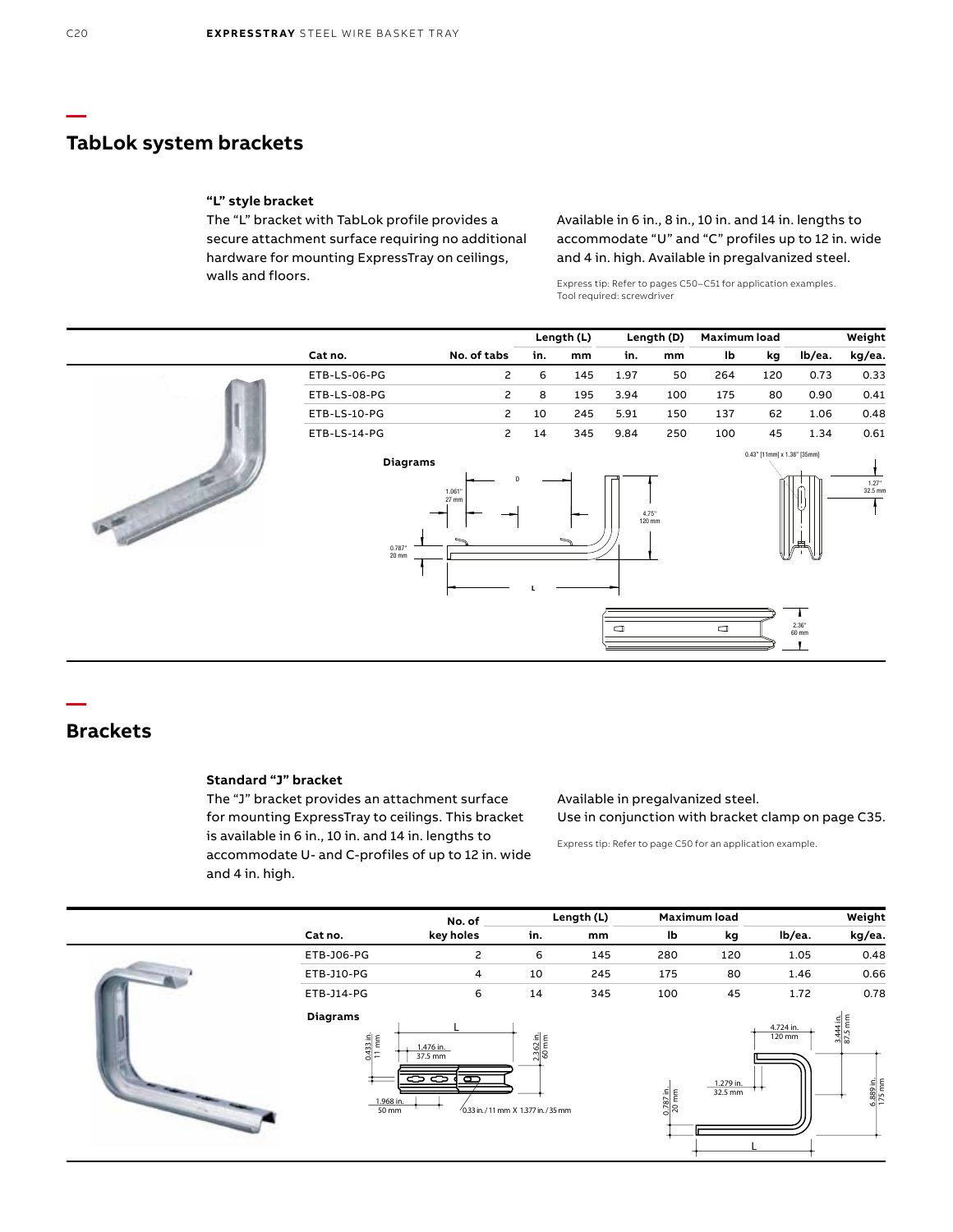## TabLok system brackets

### "L" style bracket

The "L" bracket with TabLok profile provides a secure attachment surface requiring no additional hardware for mounting ExpressTray on ceilings, walls and floors.

Available in 6 in., 8 in., 10 in. and 14 in. lengths to accommodate "U" and "C" profiles up to 12 in. wide and 4 in. high. Available in pregalvanized steel.

Express tip: Refer to pages C50–C51 for application examples.
Tool required: screwdriver

| Cat no. | No. of tabs | Length (L) | | Length (D) | | Maximum load | | Weight | |
|---|---|---|---|---|---|---|---|---|---|
| | | in. | mm | in. | mm | lb | kg | lb/ea. | kg/ea. |
| ETB-LS-06-PG | 2 | 6 | 145 | 1.97 | 50 | 264 | 120 | 0.73 | 0.33 |
| ETB-LS-08-PG | 2 | 8 | 195 | 3.94 | 100 | 175 | 80 | 0.90 | 0.41 |
| ETB-LS-10-PG | 2 | 10 | 245 | 5.91 | 150 | 137 | 62 | 1.06 | 0.48 |
| ETB-LS-14-PG | 2 | 14 | 345 | 9.84 | 250 | 100 | 45 | 1.34 | 0.61 |

**Diagrams**

## Brackets

### Standard "J" bracket

The "J" bracket provides an attachment surface for mounting ExpressTray to ceilings. This bracket is available in 6 in., 10 in. and 14 in. lengths to accommodate U- and C-profiles of up to 12 in. wide and 4 in. high.

Available in pregalvanized steel.
Use in conjunction with bracket clamp on page C35.

Express tip: Refer to page C50 for an application example.

| Cat no. | No. of key holes | Length (L) | | Maximum load | | Weight | |
|---|---|---|---|---|---|---|---|
| | | in. | mm | lb | kg | lb/ea. | kg/ea. |
| ETB-J06-PG | 2 | 6 | 145 | 280 | 120 | 1.05 | 0.48 |
| ETB-J10-PG | 4 | 10 | 245 | 175 | 80 | 1.46 | 0.66 |
| ETB-J14-PG | 6 | 14 | 345 | 100 | 45 | 1.72 | 0.78 |

**Diagrams**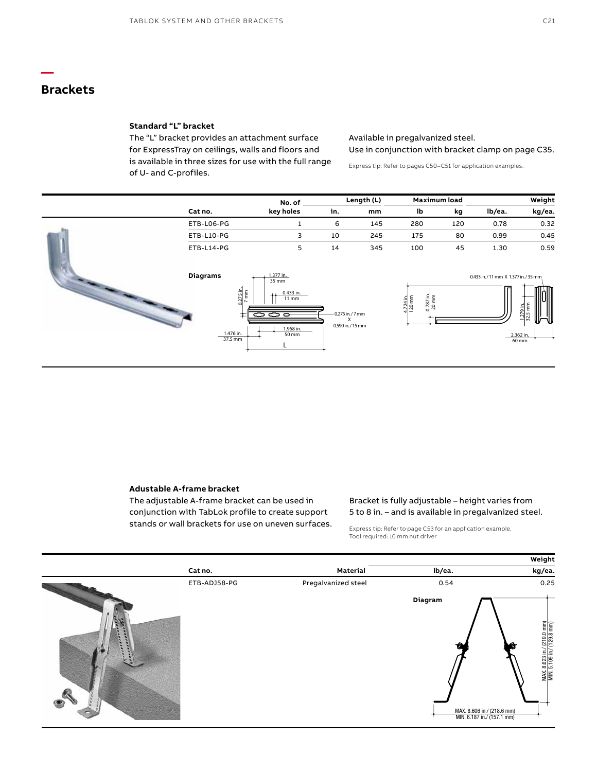## Brackets

### Standard "L" bracket

The "L" bracket provides an attachment surface for ExpressTray on ceilings, walls and floors and is available in three sizes for use with the full range of U- and C-profiles.

Available in pregalvanized steel.
Use in conjunction with bracket clamp on page C35.

Express tip: Refer to pages C50–C51 for application examples.

| Cat no. | No. of key holes | Length (L) | | Maximum load | | Weight | |
|---|---|---|---|---|---|---|---|
| | | in. | mm | lb | kg | lb/ea. | kg/ea. |
| ETB-L06-PG | 1 | 6 | 145 | 280 | 120 | 0.78 | 0.32 |
| ETB-L10-PG | 3 | 10 | 245 | 175 | 80 | 0.99 | 0.45 |
| ETB-L14-PG | 5 | 14 | 345 | 100 | 45 | 1.30 | 0.59 |

**Diagrams**

1.377 in. / 35 mm; 0.433 in. / 11 mm; 0.275 in. / 7 mm; 0.275 in. / 7 mm X 0.590 in. / 15 mm; 1.968 in. / 50 mm; 1.476 in. / 37.5 mm; L

4.724 in. / 120 mm; 0.787 in. / 20 mm; 0.433 in. / 11 mm X 1.377 in. / 35 mm; 1.279 in. / 32.5 mm; 2.362 in. / 60 mm

### Adustable A-frame bracket

The adjustable A-frame bracket can be used in conjunction with TabLok profile to create support stands or wall brackets for use on uneven surfaces.

Bracket is fully adjustable – height varies from 5 to 8 in. – and is available in pregalvanized steel.

Express tip: Refer to page C53 for an application example.
Tool required: 10 mm nut driver

| Cat no. | Material | Weight | |
|---|---|---|---|
| | | lb/ea. | kg/ea. |
| ETB-ADJ58-PG | Pregalvanized steel | 0.54 | 0.25 |

**Diagram**

MAX. 8.623 in./ (219.0 mm)
MIN. 5.109 in./ (129.8 mm)

MAX. 8.606 in./ (218.6 mm)
MIN. 6.187 in./ (157.1 mm)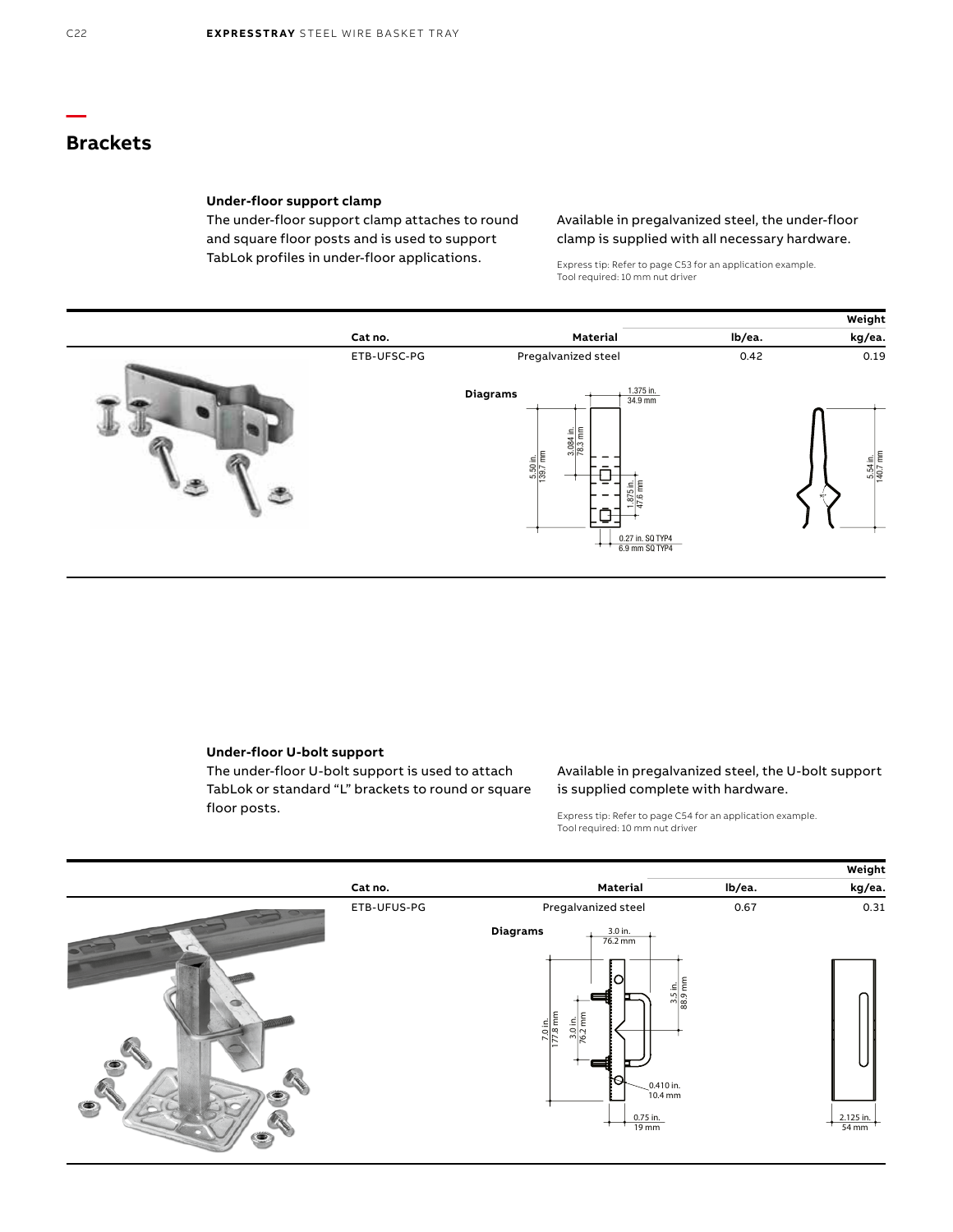## Brackets

### Under-floor support clamp

The under-floor support clamp attaches to round and square floor posts and is used to support TabLok profiles in under-floor applications.

Available in pregalvanized steel, the under-floor clamp is supplied with all necessary hardware.

Express tip: Refer to page C53 for an application example.
Tool required: 10 mm nut driver

| Cat no. | Material | Weight lb/ea. | Weight kg/ea. |
|---|---|---|---|
| ETB-UFSC-PG | Pregalvanized steel | 0.42 | 0.19 |

**Diagrams**

1.375 in. / 34.9 mm; 3.084 in. / 78.3 mm; 5.50 in. / 139.7 mm; 1.875 in. / 47.6 mm; 0.27 in. SQ TYP4 / 6.9 mm SQ TYP4; 5.54 in. / 140.7 mm

### Under-floor U-bolt support

The under-floor U-bolt support is used to attach TabLok or standard "L" brackets to round or square floor posts.

Available in pregalvanized steel, the U-bolt support is supplied complete with hardware.

Express tip: Refer to page C54 for an application example.
Tool required: 10 mm nut driver

| Cat no. | Material | Weight lb/ea. | Weight kg/ea. |
|---|---|---|---|
| ETB-UFUS-PG | Pregalvanized steel | 0.67 | 0.31 |

**Diagrams**

3.0 in. / 76.2 mm; 3.5 in. / 88.9 mm; 7.0 in. / 177.8 mm; 3.0 in. / 76.2 mm; 0.410 in. / 10.4 mm; 0.75 in. / 19 mm; 2.125 in. / 54 mm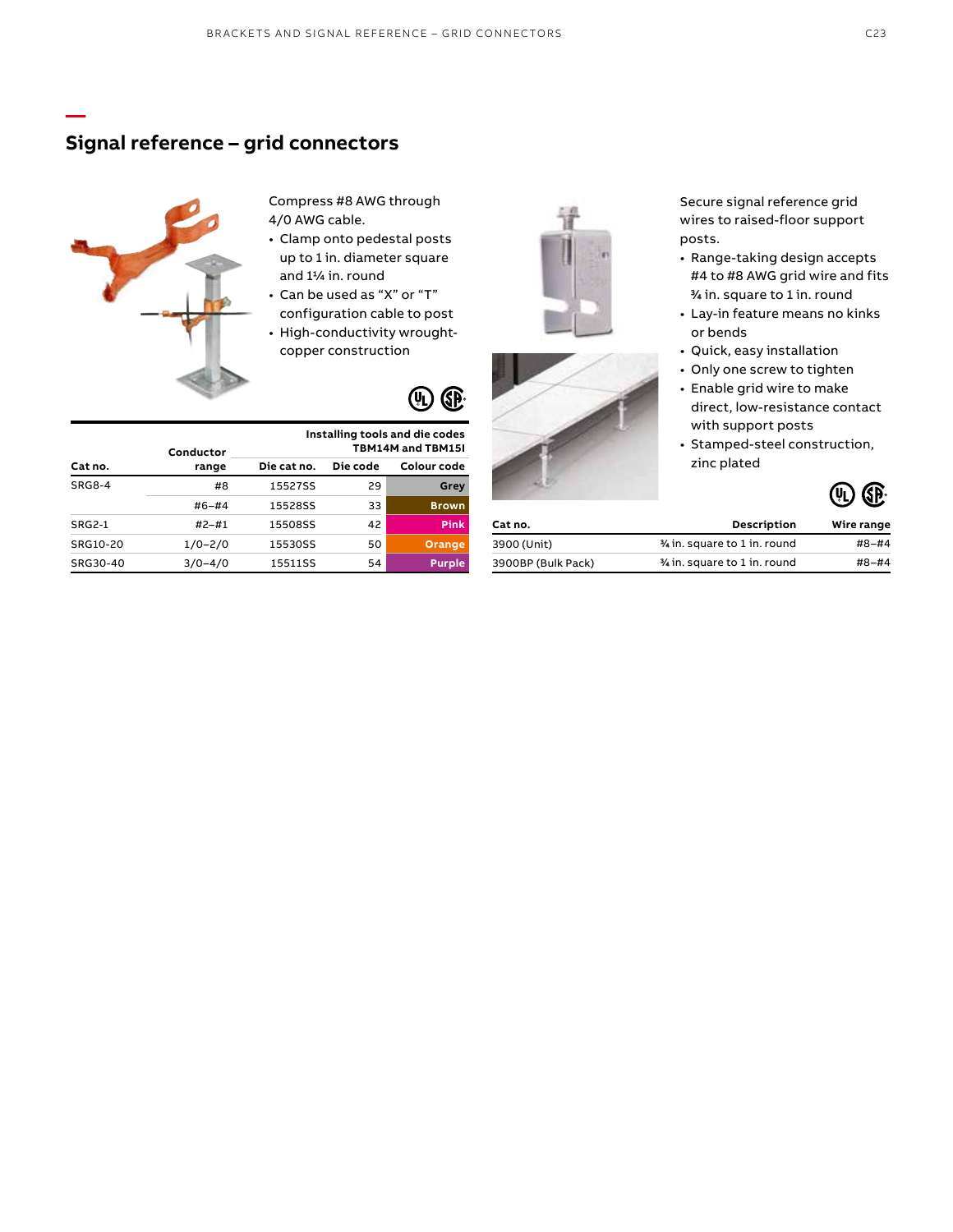## Signal reference – grid connectors

Compress #8 AWG through 4/0 AWG cable.

- Clamp onto pedestal posts up to 1 in. diameter square and 1¼ in. round
- Can be used as “X” or “T” configuration cable to post
- High-conductivity wrought-copper construction

| Cat no. | Conductor range | Installing tools and die codes TBM14M and TBM15I | | |
|---|---|---|---|---|
| | | Die cat no. | Die code | Colour code |
| SRG8-4 | #8 | 15527SS | 29 | Grey |
| | #6–#4 | 15528SS | 33 | Brown |
| SRG2-1 | #2–#1 | 15508SS | 42 | Pink |
| SRG10-20 | 1/0–2/0 | 15530SS | 50 | Orange |
| SRG30-40 | 3/0–4/0 | 15511SS | 54 | Purple |

Secure signal reference grid wires to raised-floor support posts.

- Range-taking design accepts #4 to #8 AWG grid wire and fits ¾ in. square to 1 in. round
- Lay-in feature means no kinks or bends
- Quick, easy installation
- Only one screw to tighten
- Enable grid wire to make direct, low-resistance contact with support posts
- Stamped-steel construction, zinc plated

| Cat no. | Description | Wire range |
|---|---|---|
| 3900 (Unit) | ¾ in. square to 1 in. round | #8–#4 |
| 3900BP (Bulk Pack) | ¾ in. square to 1 in. round | #8–#4 |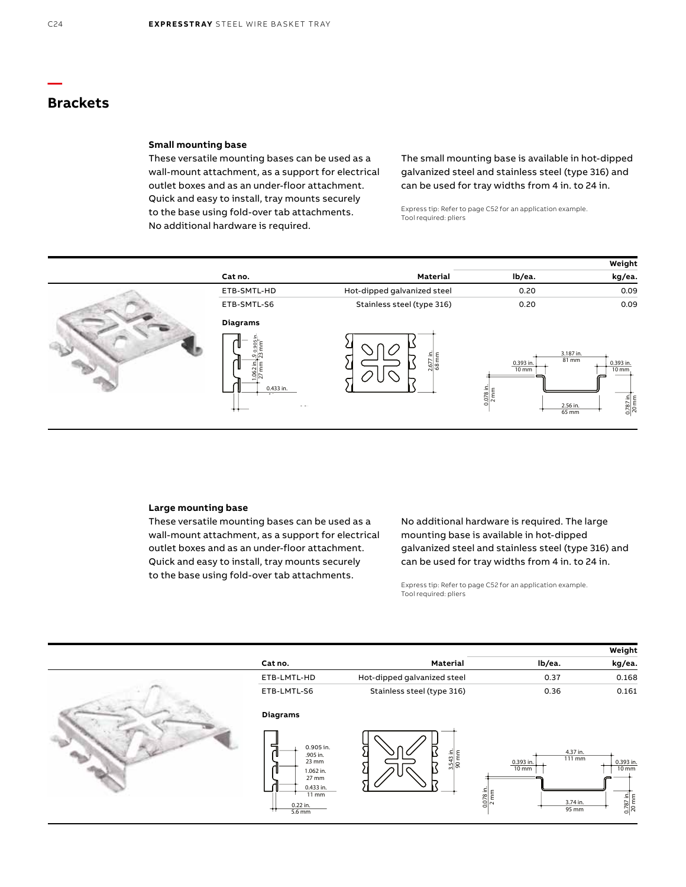## Brackets

### Small mounting base

These versatile mounting bases can be used as a wall-mount attachment, as a support for electrical outlet boxes and as an under-floor attachment. Quick and easy to install, tray mounts securely to the base using fold-over tab attachments. No additional hardware is required.

The small mounting base is available in hot-dipped galvanized steel and stainless steel (type 316) and can be used for tray widths from 4 in. to 24 in.

Express tip: Refer to page C52 for an application example.
Tool required: pliers

| Cat no. | Material | Weight lb/ea. | Weight kg/ea. |
|---|---|---|---|
| ETB-SMTL-HD | Hot-dipped galvanized steel | 0.20 | 0.09 |
| ETB-SMTL-S6 | Stainless steel (type 316) | 0.20 | 0.09 |

**Diagrams**

0.905 in.
23 mm
1.062 in.
27 mm
0.433 in.

2.677 in.
68 mm

0.393 in.
10 mm
3.187 in.
81 mm
0.393 in.
10 mm
0.078 in.
2 mm
2.56 in.
65 mm
0.787 in.
20 mm

### Large mounting base

These versatile mounting bases can be used as a wall-mount attachment, as a support for electrical outlet boxes and as an under-floor attachment. Quick and easy to install, tray mounts securely to the base using fold-over tab attachments.

No additional hardware is required. The large mounting base is available in hot-dipped galvanized steel and stainless steel (type 316) and can be used for tray widths from 4 in. to 24 in.

Express tip: Refer to page C52 for an application example.
Tool required: pliers

| Cat no. | Material | Weight lb/ea. | Weight kg/ea. |
|---|---|---|---|
| ETB-LMTL-HD | Hot-dipped galvanized steel | 0.37 | 0.168 |
| ETB-LMTL-S6 | Stainless steel (type 316) | 0.36 | 0.161 |

**Diagrams**

0.905 in.
.905 in.
23 mm
1.062 in.
27 mm
0.433 in.
11 mm
0.22 in.
5.6 mm

3.543 in.
90 mm

0.393 in.
10 mm
4.37 in.
111 mm
0.393 in.
10 mm
0.078 in.
2 mm
3.74 in.
95 mm
0.787 in.
20 mm